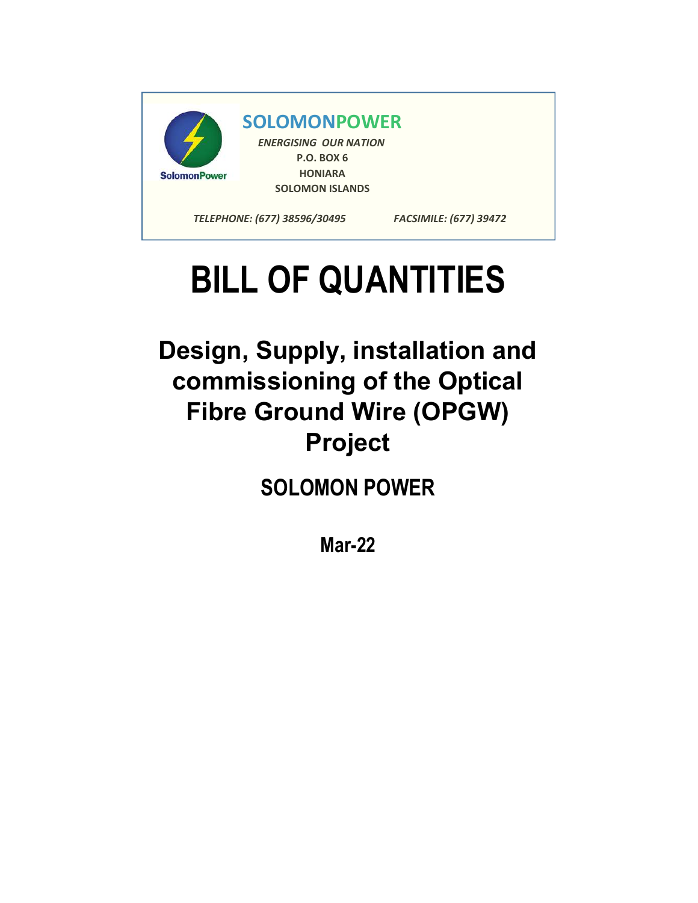**SOLOMONPOWER**

*ENERGISING OUR NATION*

P.O. BOX 6

HONIARA

SOLOMON ISLANDS

*TELEPHONE: (677) 38596/30495* *FACSIMILE: (677) 39472*

SolomonPower

# BILL OF QUANTITIES

## Design, Supply, installation and commissioning of the Optical Fibre Ground Wire (OPGW) Project

### SOLOMON POWER

### Mar-22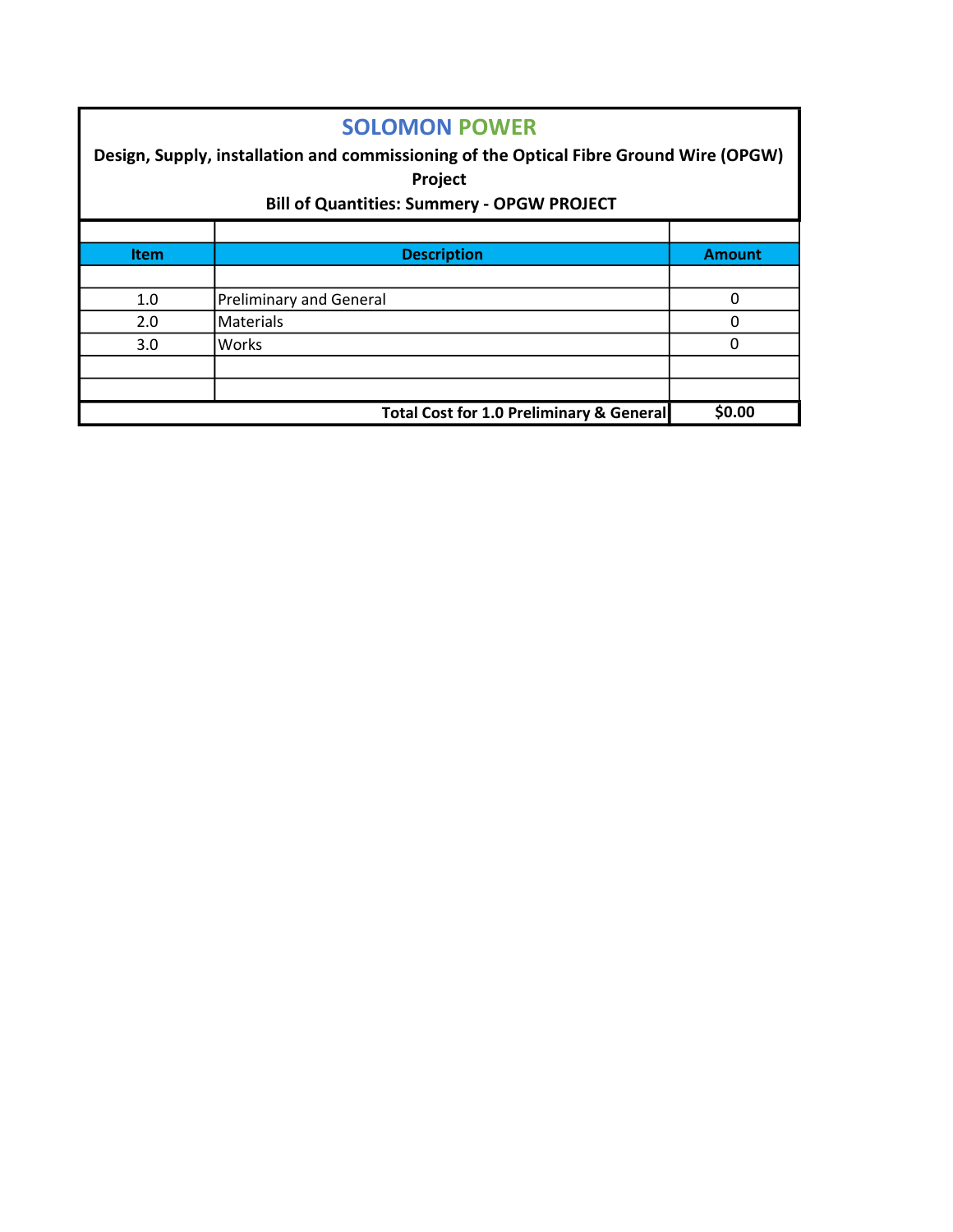# SOLOMON POWER

**Design, Supply, installation and commissioning of the Optical Fibre Ground Wire (OPGW) Project**

**Bill of Quantities: Summery - OPGW PROJECT**

| Item | Description | Amount |
|---|---|---|
| | | |
| 1.0 | Preliminary and General | 0 |
| 2.0 | Materials | 0 |
| 3.0 | Works | 0 |
| | | |
| | | |
| | **Total Cost for 1.0 Preliminary & General** | **$0.00** |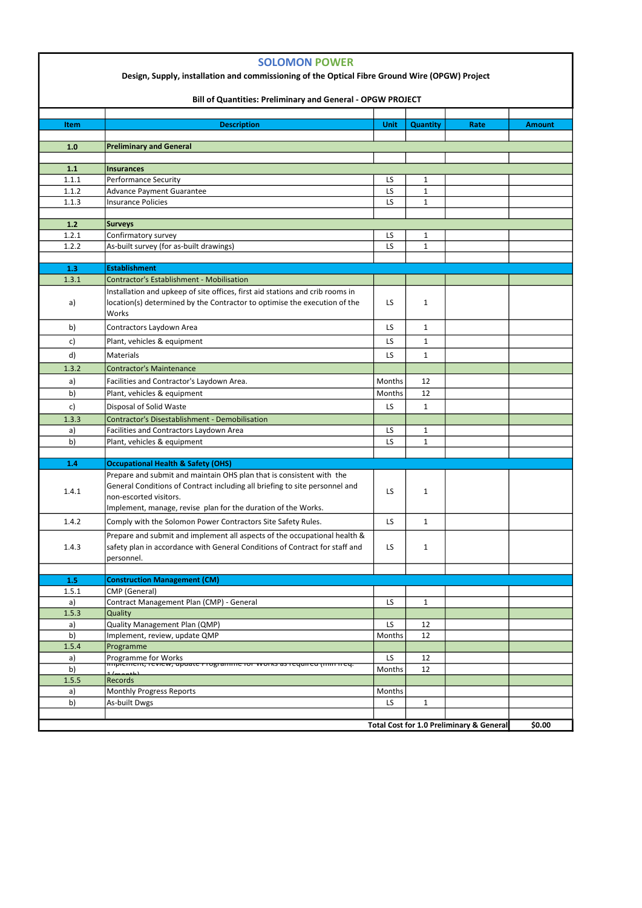# SOLOMON POWER

**Design, Supply, installation and commissioning of the Optical Fibre Ground Wire (OPGW) Project**

**Bill of Quantities: Preliminary and General - OPGW PROJECT**

| Item | Description | Unit | Quantity | Rate | Amount |
|---|---|---|---|---|---|
| **1.0** | **Preliminary and General** | | | | |
| **1.1** | **Insurances** | | | | |
| 1.1.1 | Performance Security | LS | 1 | | |
| 1.1.2 | Advance Payment Guarantee | LS | 1 | | |
| 1.1.3 | Insurance Policies | LS | 1 | | |
| **1.2** | **Surveys** | | | | |
| 1.2.1 | Confirmatory survey | LS | 1 | | |
| 1.2.2 | As-built survey (for as-built drawings) | LS | 1 | | |
| **1.3** | **Establishment** | | | | |
| 1.3.1 | Contractor's Establishment - Mobilisation | | | | |
| a) | Installation and upkeep of site offices, first aid stations and crib rooms in location(s) determined by the Contractor to optimise the execution of the Works | LS | 1 | | |
| b) | Contractors Laydown Area | LS | 1 | | |
| c) | Plant, vehicles & equipment | LS | 1 | | |
| d) | Materials | LS | 1 | | |
| 1.3.2 | Contractor's Maintenance | | | | |
| a) | Facilities and Contractor's Laydown Area. | Months | 12 | | |
| b) | Plant, vehicles & equipment | Months | 12 | | |
| c) | Disposal of Solid Waste | LS | 1 | | |
| 1.3.3 | Contractor's Disestablishment - Demobilisation | | | | |
| a) | Facilities and Contractors Laydown Area | LS | 1 | | |
| b) | Plant, vehicles & equipment | LS | 1 | | |
| **1.4** | **Occupational Health & Safety (OHS)** | | | | |
| 1.4.1 | Prepare and submit and maintain OHS plan that is consistent with the General Conditions of Contract including all briefing to site personnel and non-escorted visitors. Implement, manage, revise plan for the duration of the Works. | LS | 1 | | |
| 1.4.2 | Comply with the Solomon Power Contractors Site Safety Rules. | LS | 1 | | |
| 1.4.3 | Prepare and submit and implement all aspects of the occupational health & safety plan in accordance with General Conditions of Contract for staff and personnel. | LS | 1 | | |
| **1.5** | **Construction Management (CM)** | | | | |
| 1.5.1 | CMP (General) | | | | |
| a) | Contract Management Plan (CMP) - General | LS | 1 | | |
| 1.5.3 | Quality | | | | |
| a) | Quality Management Plan (QMP) | LS | 12 | | |
| b) | Implement, review, update QMP | Months | 12 | | |
| 1.5.4 | Programme | | | | |
| a) | Programme for Works | LS | 12 | | |
| b) | Implement, review, update Programme for Works as required (min freq. 1/month) | Months | 12 | | |
| 1.5.5 | Records | | | | |
| a) | Monthly Progress Reports | Months | | | |
| b) | As-built Dwgs | LS | 1 | | |
| | | | | **Total Cost for 1.0 Preliminary & General** | **$0.00** |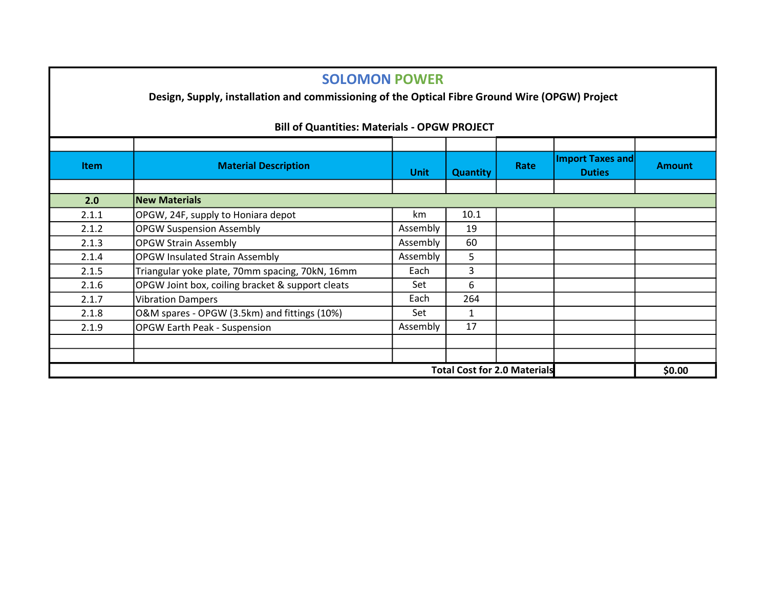## SOLOMON POWER

**Design, Supply, installation and commissioning of the Optical Fibre Ground Wire (OPGW) Project**

**Bill of Quantities: Materials - OPGW PROJECT**

| Item | Material Description | Unit | Quantity | Rate | Import Taxes and Duties | Amount |
|---|---|---|---|---|---|---|
| | | | | | | |
| **2.0** | **New Materials** | | | | | |
| 2.1.1 | OPGW, 24F, supply to Honiara depot | km | 10.1 | | | |
| 2.1.2 | OPGW Suspension Assembly | Assembly | 19 | | | |
| 2.1.3 | OPGW Strain Assembly | Assembly | 60 | | | |
| 2.1.4 | OPGW Insulated Strain Assembly | Assembly | 5 | | | |
| 2.1.5 | Triangular yoke plate, 70mm spacing, 70kN, 16mm | Each | 3 | | | |
| 2.1.6 | OPGW Joint box, coiling bracket & support cleats | Set | 6 | | | |
| 2.1.7 | Vibration Dampers | Each | 264 | | | |
| 2.1.8 | O&M spares - OPGW (3.5km) and fittings (10%) | Set | 1 | | | |
| 2.1.9 | OPGW Earth Peak - Suspension | Assembly | 17 | | | |
| | | | | | | |
| | | | | | | |
| | | | | **Total Cost for 2.0 Materials** | | **$0.00** |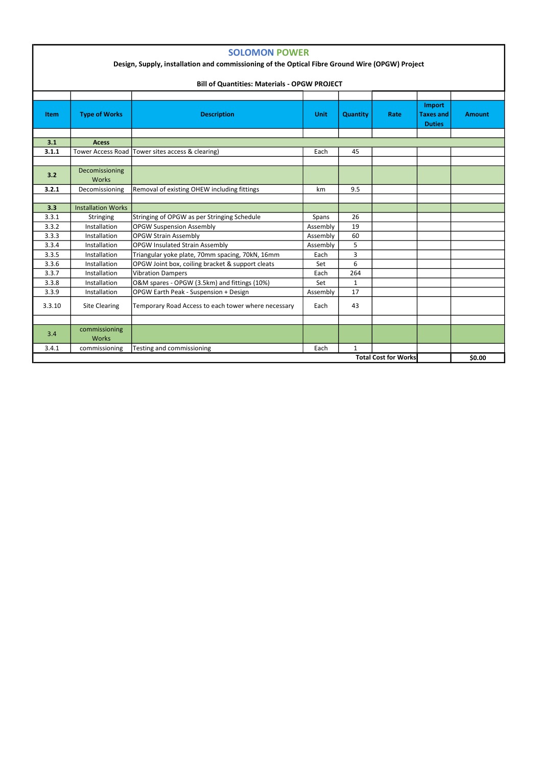# SOLOMON POWER

**Design, Supply, installation and commissioning of the Optical Fibre Ground Wire (OPGW) Project**

**Bill of Quantities: Materials - OPGW PROJECT**

| Item | Type of Works | Description | Unit | Quantity | Rate | Import Taxes and Duties | Amount |
|---|---|---|---|---|---|---|---|
| **3.1** | **Acess** | | | | | | |
| **3.1.1** | Tower Access Road | Tower sites access & clearing) | Each | 45 | | | |
| **3.2** | Decomissioning Works | | | | | | |
| **3.2.1** | Decomissioning | Removal of existing OHEW including fittings | km | 9.5 | | | |
| **3.3** | Installation Works | | | | | | |
| 3.3.1 | Stringing | Stringing of OPGW as per Stringing Schedule | Spans | 26 | | | |
| 3.3.2 | Installation | OPGW Suspension Assembly | Assembly | 19 | | | |
| 3.3.3 | Installation | OPGW Strain Assembly | Assembly | 60 | | | |
| 3.3.4 | Installation | OPGW Insulated Strain Assembly | Assembly | 5 | | | |
| 3.3.5 | Installation | Triangular yoke plate, 70mm spacing, 70kN, 16mm | Each | 3 | | | |
| 3.3.6 | Installation | OPGW Joint box, coiling bracket & support cleats | Set | 6 | | | |
| 3.3.7 | Installation | Vibration Dampers | Each | 264 | | | |
| 3.3.8 | Installation | O&M spares - OPGW (3.5km) and fittings (10%) | Set | 1 | | | |
| 3.3.9 | Installation | OPGW Earth Peak - Suspension + Design | Assembly | 17 | | | |
| 3.3.10 | Site Clearing | Temporary Road Access to each tower where necessary | Each | 43 | | | |
| 3.4 | commissioning Works | | | | | | |
| 3.4.1 | commissioning | Testing and commissioning | Each | 1 | | | |
| | | | | | **Total Cost for Works** | | **$0.00** |